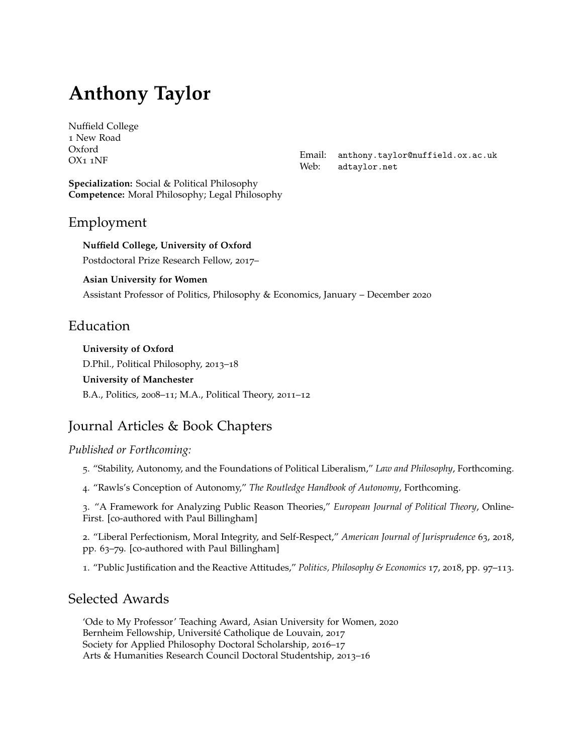# Anthony Taylor

Nuffield College
1 New Road
Oxford
OX1 1NF

Email: anthony.taylor@nuffield.ox.ac.uk
Web: adtaylor.net

**Specialization:** Social & Political Philosophy
**Competence:** Moral Philosophy; Legal Philosophy

## Employment

**Nuffield College, University of Oxford**

Postdoctoral Prize Research Fellow, 2017–

**Asian University for Women**

Assistant Professor of Politics, Philosophy & Economics, January – December 2020

## Education

**University of Oxford**

D.Phil., Political Philosophy, 2013–18

**University of Manchester**

B.A., Politics, 2008–11; M.A., Political Theory, 2011–12

## Journal Articles & Book Chapters

### *Published or Forthcoming:*

5. "Stability, Autonomy, and the Foundations of Political Liberalism," *Law and Philosophy*, Forthcoming.

4. "Rawls's Conception of Autonomy," *The Routledge Handbook of Autonomy*, Forthcoming.

3. "A Framework for Analyzing Public Reason Theories," *European Journal of Political Theory*, Online-First. [co-authored with Paul Billingham]

2. "Liberal Perfectionism, Moral Integrity, and Self-Respect," *American Journal of Jurisprudence* 63, 2018, pp. 63–79. [co-authored with Paul Billingham]

1. "Public Justification and the Reactive Attitudes," *Politics, Philosophy & Economics* 17, 2018, pp. 97–113.

## Selected Awards

'Ode to My Professor' Teaching Award, Asian University for Women, 2020
Bernheim Fellowship, Université Catholique de Louvain, 2017
Society for Applied Philosophy Doctoral Scholarship, 2016–17
Arts & Humanities Research Council Doctoral Studentship, 2013–16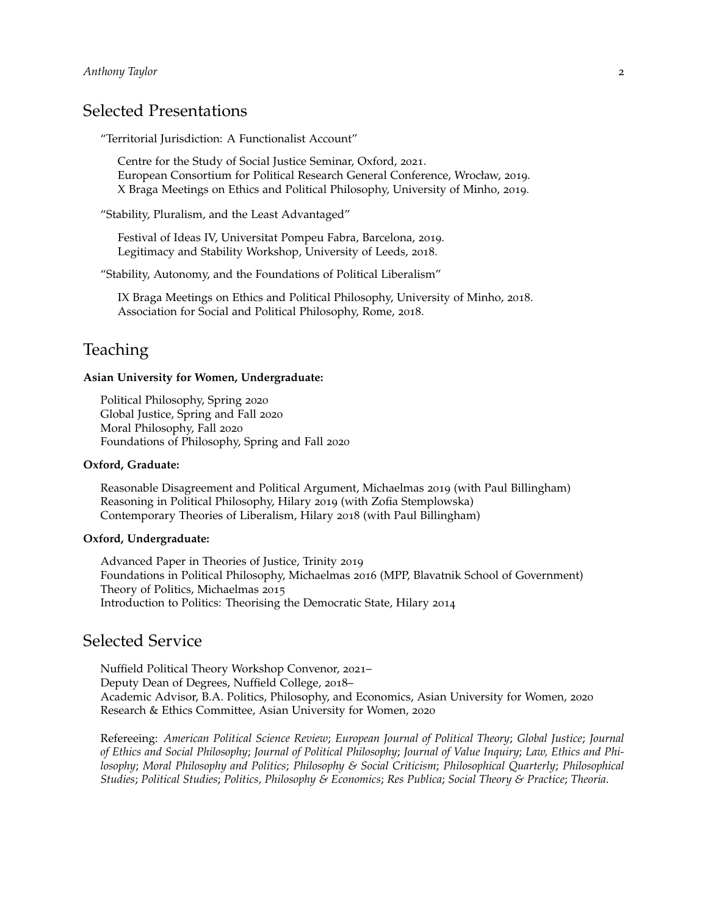## Selected Presentations

"Territorial Jurisdiction: A Functionalist Account"

Centre for the Study of Social Justice Seminar, Oxford, 2021.
European Consortium for Political Research General Conference, Wrocław, 2019.
X Braga Meetings on Ethics and Political Philosophy, University of Minho, 2019.

"Stability, Pluralism, and the Least Advantaged"

Festival of Ideas IV, Universitat Pompeu Fabra, Barcelona, 2019.
Legitimacy and Stability Workshop, University of Leeds, 2018.

"Stability, Autonomy, and the Foundations of Political Liberalism"

IX Braga Meetings on Ethics and Political Philosophy, University of Minho, 2018.
Association for Social and Political Philosophy, Rome, 2018.

## Teaching

**Asian University for Women, Undergraduate:**

Political Philosophy, Spring 2020
Global Justice, Spring and Fall 2020
Moral Philosophy, Fall 2020
Foundations of Philosophy, Spring and Fall 2020

**Oxford, Graduate:**

Reasonable Disagreement and Political Argument, Michaelmas 2019 (with Paul Billingham)
Reasoning in Political Philosophy, Hilary 2019 (with Zofia Stemplowska)
Contemporary Theories of Liberalism, Hilary 2018 (with Paul Billingham)

**Oxford, Undergraduate:**

Advanced Paper in Theories of Justice, Trinity 2019
Foundations in Political Philosophy, Michaelmas 2016 (MPP, Blavatnik School of Government)
Theory of Politics, Michaelmas 2015
Introduction to Politics: Theorising the Democratic State, Hilary 2014

## Selected Service

Nuffield Political Theory Workshop Convenor, 2021–
Deputy Dean of Degrees, Nuffield College, 2018–
Academic Advisor, B.A. Politics, Philosophy, and Economics, Asian University for Women, 2020
Research & Ethics Committee, Asian University for Women, 2020

Refereeing: *American Political Science Review*; *European Journal of Political Theory*; *Global Justice*; *Journal of Ethics and Social Philosophy*; *Journal of Political Philosophy*; *Journal of Value Inquiry*; *Law, Ethics and Philosophy*; *Moral Philosophy and Politics*; *Philosophy & Social Criticism*; *Philosophical Quarterly*; *Philosophical Studies*; *Political Studies*; *Politics, Philosophy & Economics*; *Res Publica*; *Social Theory & Practice*; *Theoria*.